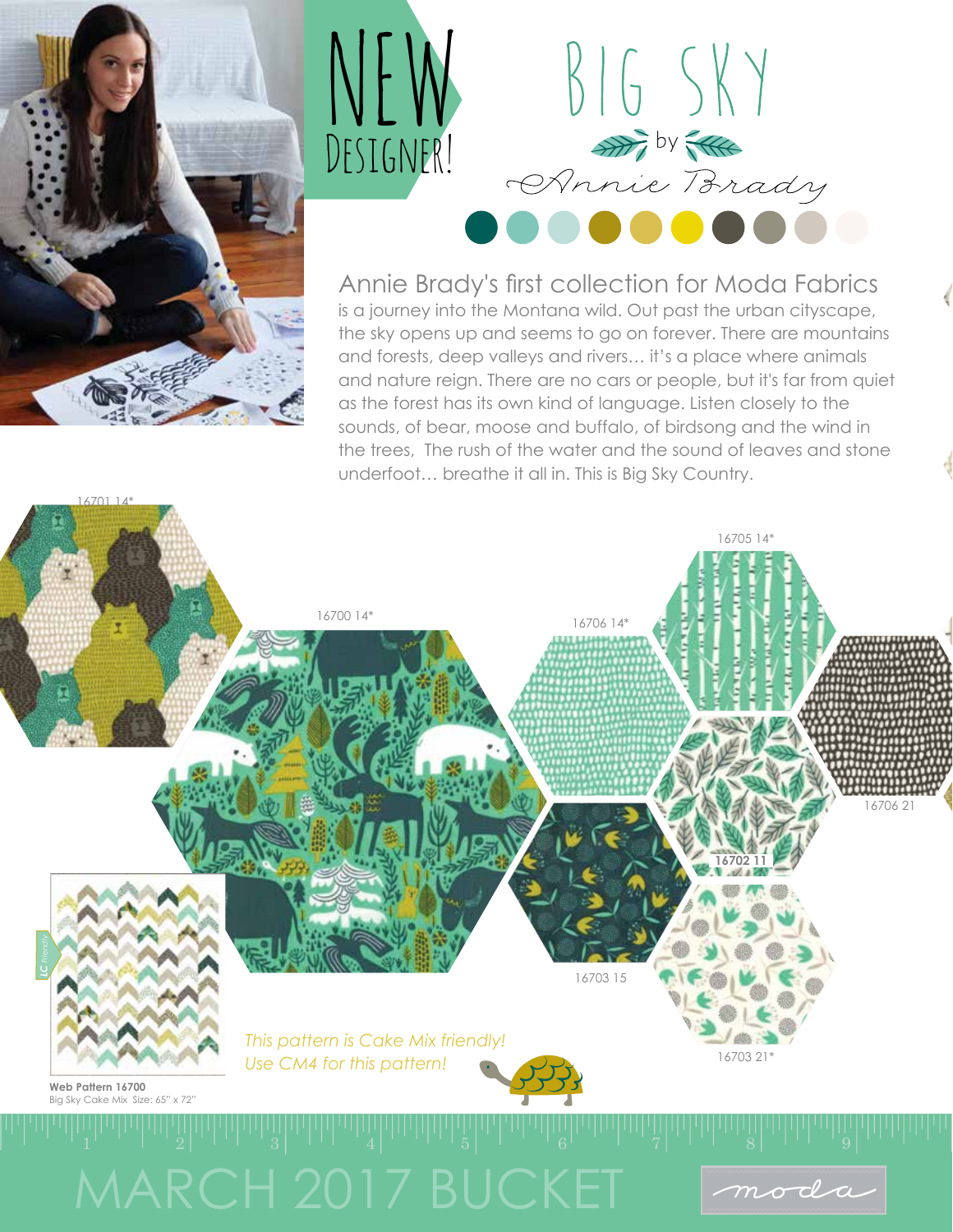# NEW Designer!

# BIG SKY

by *Annie Brady*

Annie Brady's first collection for Moda Fabrics is a journey into the Montana wild. Out past the urban cityscape, the sky opens up and seems to go on forever. There are mountains and forests, deep valleys and rivers… it's a place where animals and nature reign. There are no cars or people, but it's far from quiet as the forest has its own kind of language. Listen closely to the sounds, of bear, moose and buffalo, of birdsong and the wind in the trees, The rush of the water and the sound of leaves and stone underfoot… breathe it all in. This is Big Sky Country.

16701 14*

16700 14*

16706 14*

16705 14*

16706 21

**16702 11**

16703 15

16703 21*

LC Friendly

**Web Pattern 16700**
Big Sky Cake Mix Size: 65" x 72"

*This pattern is Cake Mix friendly!*
*Use CM4 for this pattern!*

MARCH 2017 BUCKET

moda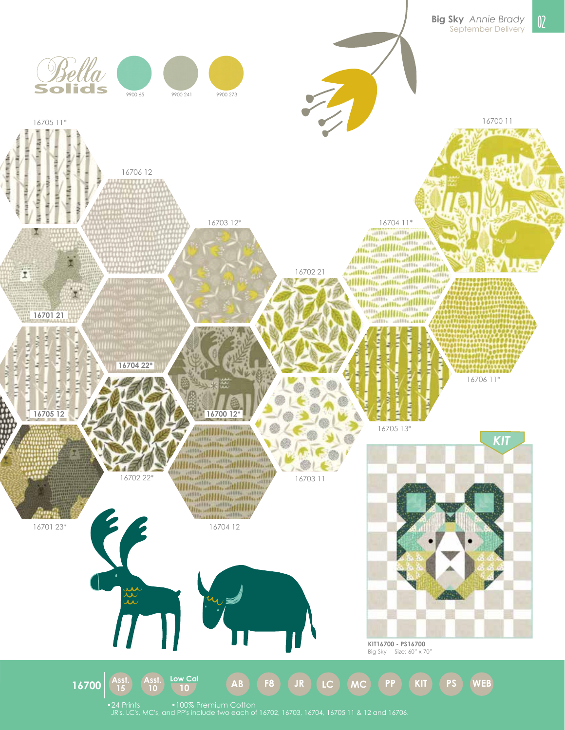**Big Sky** *Annie Brady*
September Delivery

*Bella* **Solids**

9900 65
9900 241
9900 273

16705 11*

16700 11

16706 12

16703 12*

16704 11*

16702 21

16701 21

16704 22*

16706 11*

16705 12

16700 12*

16705 13*

16702 22*

16703 11

16701 23*

16704 12

KIT

**KIT16700 - PS16700**
Big Sky Size: 60" x 70"

**16700** | Asst. 15 | Asst. 10 | Low Cal 10 | AB | F8 | JR | LC | MC | PP | KIT | PS | WEB

- 24 Prints
- 100% Premium Cotton

JR's, LC's, MC's, and PP's include two each of 16702, 16703, 16704, 16705 11 & 12 and 16706.